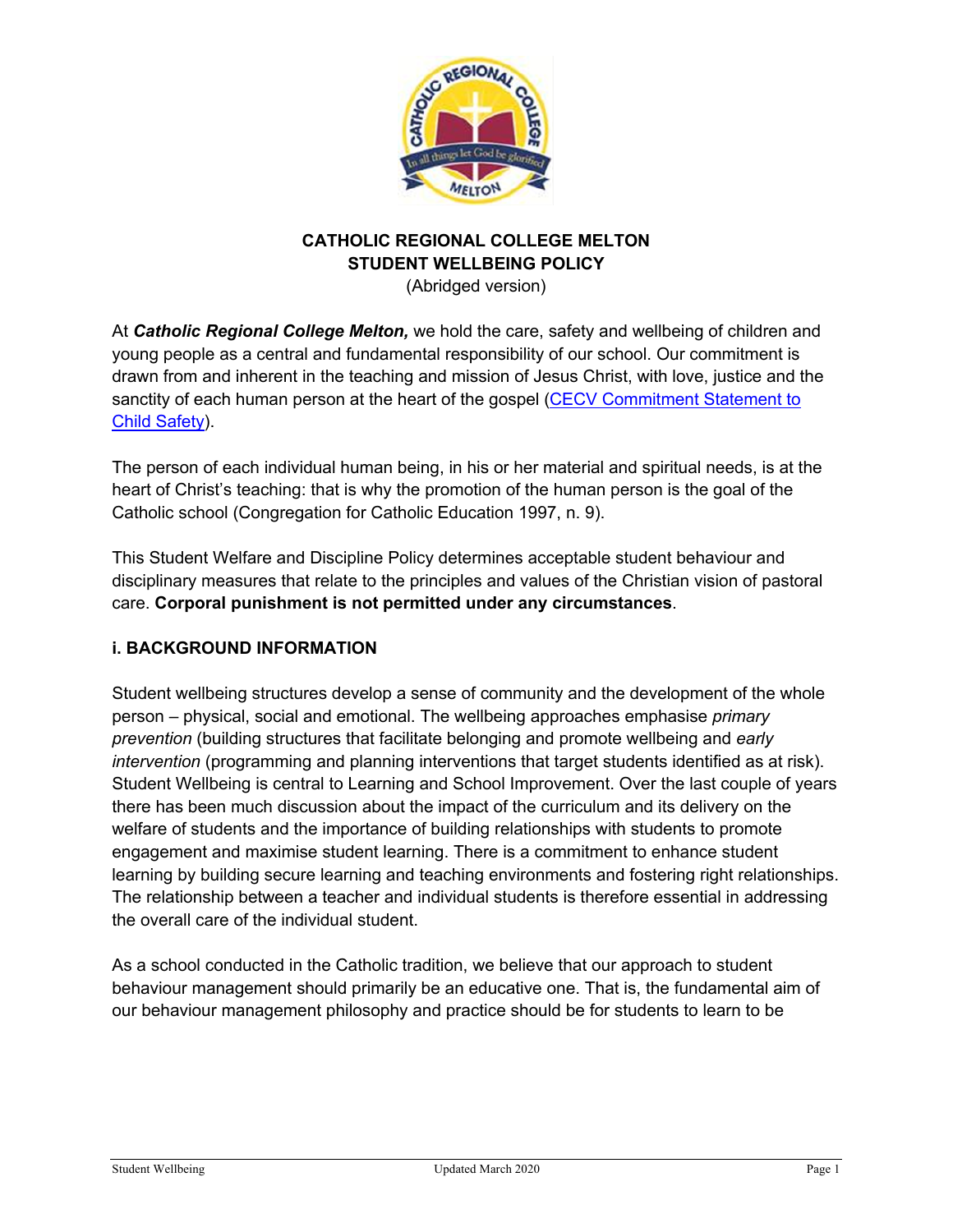**CATHOLIC REGIONAL COLLEGE MELTON**
**STUDENT WELLBEING POLICY**
(Abridged version)

At ***Catholic Regional College Melton,*** we hold the care, safety and wellbeing of children and young people as a central and fundamental responsibility of our school. Our commitment is drawn from and inherent in the teaching and mission of Jesus Christ, with love, justice and the sanctity of each human person at the heart of the gospel ([CECV Commitment Statement to Child Safety](CECV Commitment Statement to Child Safety)).

The person of each individual human being, in his or her material and spiritual needs, is at the heart of Christ's teaching: that is why the promotion of the human person is the goal of the Catholic school (Congregation for Catholic Education 1997, n. 9).

This Student Welfare and Discipline Policy determines acceptable student behaviour and disciplinary measures that relate to the principles and values of the Christian vision of pastoral care. **Corporal punishment is not permitted under any circumstances**.

## i. BACKGROUND INFORMATION

Student wellbeing structures develop a sense of community and the development of the whole person – physical, social and emotional. The wellbeing approaches emphasise *primary prevention* (building structures that facilitate belonging and promote wellbeing and *early intervention* (programming and planning interventions that target students identified as at risk). Student Wellbeing is central to Learning and School Improvement. Over the last couple of years there has been much discussion about the impact of the curriculum and its delivery on the welfare of students and the importance of building relationships with students to promote engagement and maximise student learning. There is a commitment to enhance student learning by building secure learning and teaching environments and fostering right relationships. The relationship between a teacher and individual students is therefore essential in addressing the overall care of the individual student.

As a school conducted in the Catholic tradition, we believe that our approach to student behaviour management should primarily be an educative one. That is, the fundamental aim of our behaviour management philosophy and practice should be for students to learn to be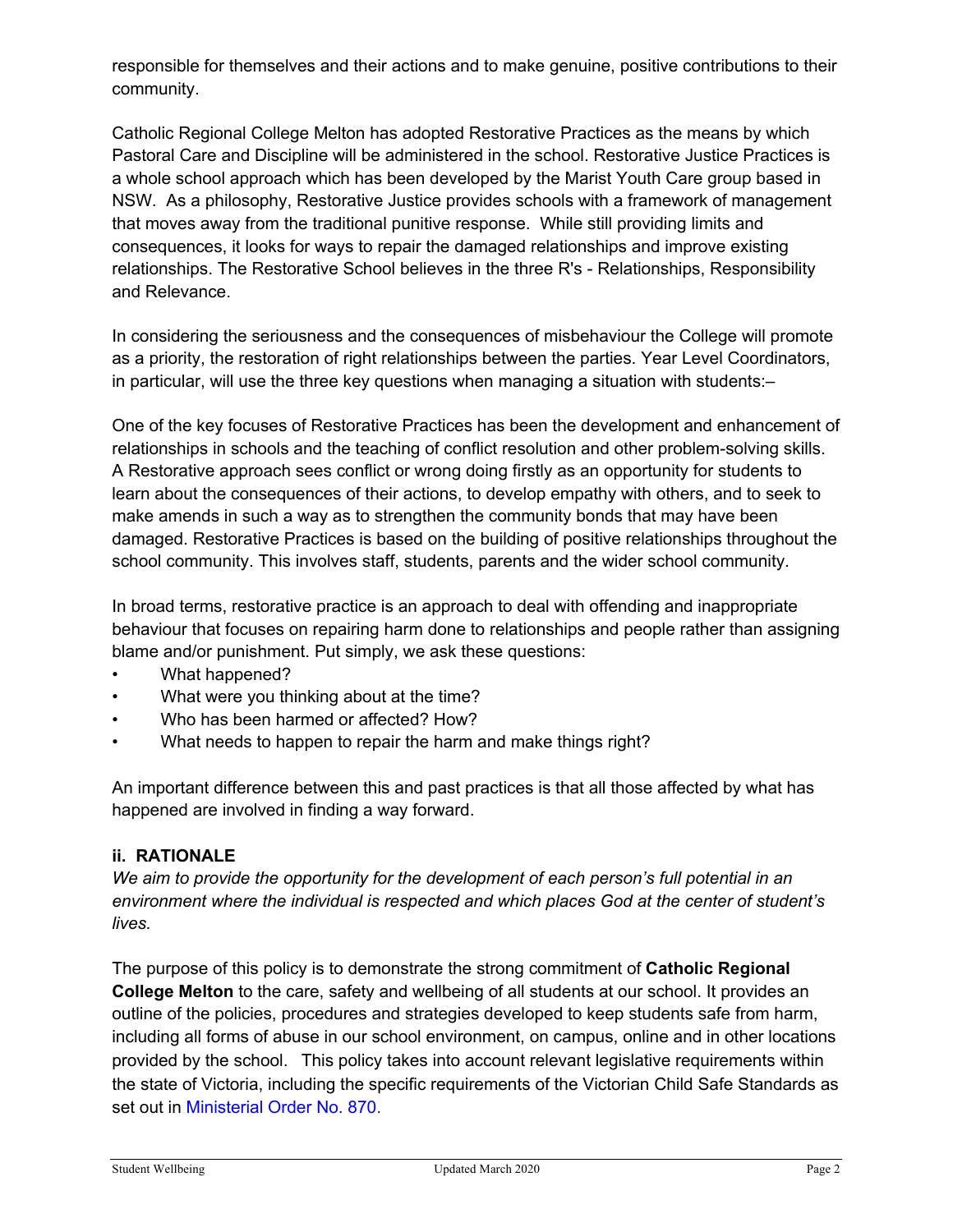responsible for themselves and their actions and to make genuine, positive contributions to their community.

Catholic Regional College Melton has adopted Restorative Practices as the means by which Pastoral Care and Discipline will be administered in the school. Restorative Justice Practices is a whole school approach which has been developed by the Marist Youth Care group based in NSW. As a philosophy, Restorative Justice provides schools with a framework of management that moves away from the traditional punitive response. While still providing limits and consequences, it looks for ways to repair the damaged relationships and improve existing relationships. The Restorative School believes in the three R's - Relationships, Responsibility and Relevance.

In considering the seriousness and the consequences of misbehaviour the College will promote as a priority, the restoration of right relationships between the parties. Year Level Coordinators, in particular, will use the three key questions when managing a situation with students:–

One of the key focuses of Restorative Practices has been the development and enhancement of relationships in schools and the teaching of conflict resolution and other problem-solving skills. A Restorative approach sees conflict or wrong doing firstly as an opportunity for students to learn about the consequences of their actions, to develop empathy with others, and to seek to make amends in such a way as to strengthen the community bonds that may have been damaged. Restorative Practices is based on the building of positive relationships throughout the school community. This involves staff, students, parents and the wider school community.

In broad terms, restorative practice is an approach to deal with offending and inappropriate behaviour that focuses on repairing harm done to relationships and people rather than assigning blame and/or punishment. Put simply, we ask these questions:

- What happened?
- What were you thinking about at the time?
- Who has been harmed or affected? How?
- What needs to happen to repair the harm and make things right?

An important difference between this and past practices is that all those affected by what has happened are involved in finding a way forward.

### ii. RATIONALE

*We aim to provide the opportunity for the development of each person's full potential in an environment where the individual is respected and which places God at the center of student's lives.*

The purpose of this policy is to demonstrate the strong commitment of **Catholic Regional College Melton** to the care, safety and wellbeing of all students at our school. It provides an outline of the policies, procedures and strategies developed to keep students safe from harm, including all forms of abuse in our school environment, on campus, online and in other locations provided by the school. This policy takes into account relevant legislative requirements within the state of Victoria, including the specific requirements of the Victorian Child Safe Standards as set out in Ministerial Order No. 870.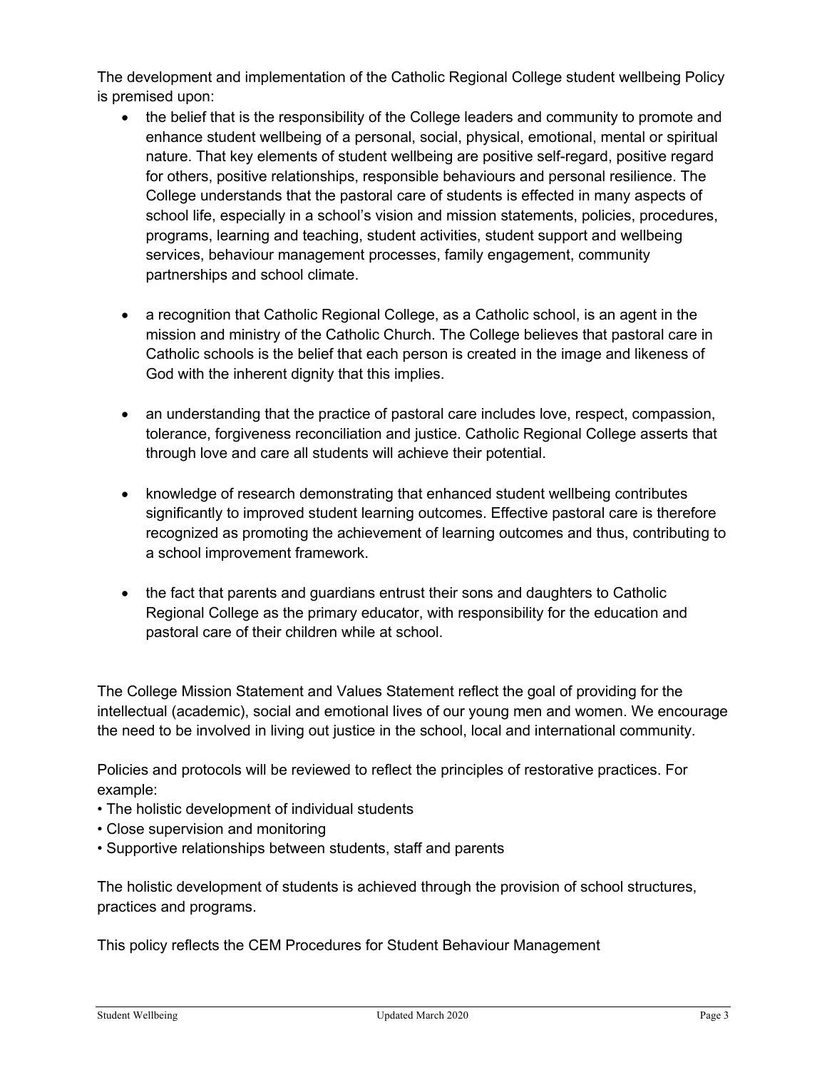The development and implementation of the Catholic Regional College student wellbeing Policy is premised upon:

- the belief that is the responsibility of the College leaders and community to promote and enhance student wellbeing of a personal, social, physical, emotional, mental or spiritual nature. That key elements of student wellbeing are positive self-regard, positive regard for others, positive relationships, responsible behaviours and personal resilience. The College understands that the pastoral care of students is effected in many aspects of school life, especially in a school's vision and mission statements, policies, procedures, programs, learning and teaching, student activities, student support and wellbeing services, behaviour management processes, family engagement, community partnerships and school climate.

- a recognition that Catholic Regional College, as a Catholic school, is an agent in the mission and ministry of the Catholic Church. The College believes that pastoral care in Catholic schools is the belief that each person is created in the image and likeness of God with the inherent dignity that this implies.

- an understanding that the practice of pastoral care includes love, respect, compassion, tolerance, forgiveness reconciliation and justice. Catholic Regional College asserts that through love and care all students will achieve their potential.

- knowledge of research demonstrating that enhanced student wellbeing contributes significantly to improved student learning outcomes. Effective pastoral care is therefore recognized as promoting the achievement of learning outcomes and thus, contributing to a school improvement framework.

- the fact that parents and guardians entrust their sons and daughters to Catholic Regional College as the primary educator, with responsibility for the education and pastoral care of their children while at school.

The College Mission Statement and Values Statement reflect the goal of providing for the intellectual (academic), social and emotional lives of our young men and women. We encourage the need to be involved in living out justice in the school, local and international community.

Policies and protocols will be reviewed to reflect the principles of restorative practices. For example:

- The holistic development of individual students
- Close supervision and monitoring
- Supportive relationships between students, staff and parents

The holistic development of students is achieved through the provision of school structures, practices and programs.

This policy reflects the CEM Procedures for Student Behaviour Management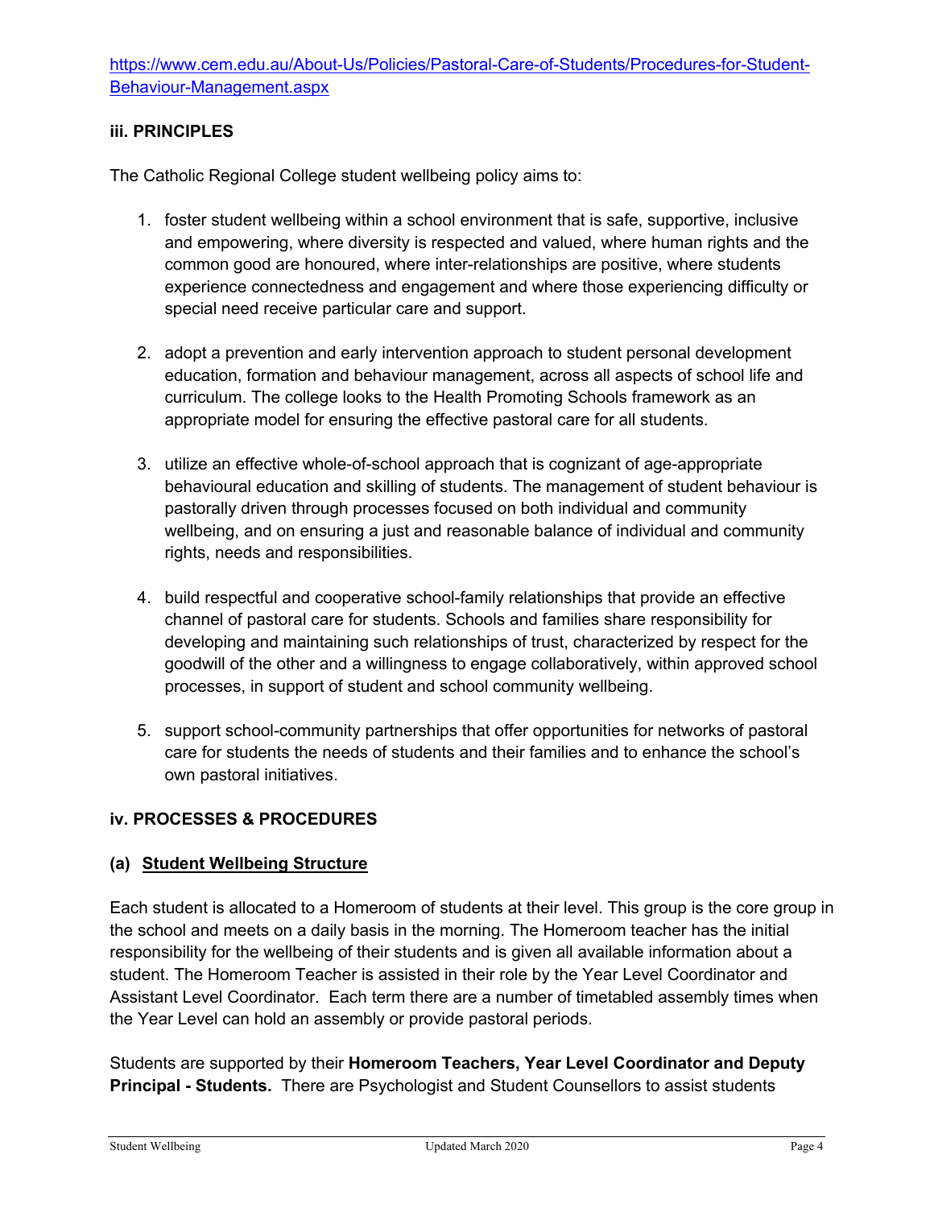https://www.cem.edu.au/About-Us/Policies/Pastoral-Care-of-Students/Procedures-for-Student-Behaviour-Management.aspx

### iii. PRINCIPLES

The Catholic Regional College student wellbeing policy aims to:

1. foster student wellbeing within a school environment that is safe, supportive, inclusive and empowering, where diversity is respected and valued, where human rights and the common good are honoured, where inter-relationships are positive, where students experience connectedness and engagement and where those experiencing difficulty or special need receive particular care and support.

2. adopt a prevention and early intervention approach to student personal development education, formation and behaviour management, across all aspects of school life and curriculum. The college looks to the Health Promoting Schools framework as an appropriate model for ensuring the effective pastoral care for all students.

3. utilize an effective whole-of-school approach that is cognizant of age-appropriate behavioural education and skilling of students. The management of student behaviour is pastorally driven through processes focused on both individual and community wellbeing, and on ensuring a just and reasonable balance of individual and community rights, needs and responsibilities.

4. build respectful and cooperative school-family relationships that provide an effective channel of pastoral care for students. Schools and families share responsibility for developing and maintaining such relationships of trust, characterized by respect for the goodwill of the other and a willingness to engage collaboratively, within approved school processes, in support of student and school community wellbeing.

5. support school-community partnerships that offer opportunities for networks of pastoral care for students the needs of students and their families and to enhance the school's own pastoral initiatives.

### iv. PROCESSES & PROCEDURES

#### (a) Student Wellbeing Structure

Each student is allocated to a Homeroom of students at their level. This group is the core group in the school and meets on a daily basis in the morning. The Homeroom teacher has the initial responsibility for the wellbeing of their students and is given all available information about a student. The Homeroom Teacher is assisted in their role by the Year Level Coordinator and Assistant Level Coordinator. Each term there are a number of timetabled assembly times when the Year Level can hold an assembly or provide pastoral periods.

Students are supported by their **Homeroom Teachers, Year Level Coordinator and Deputy Principal - Students.** There are Psychologist and Student Counsellors to assist students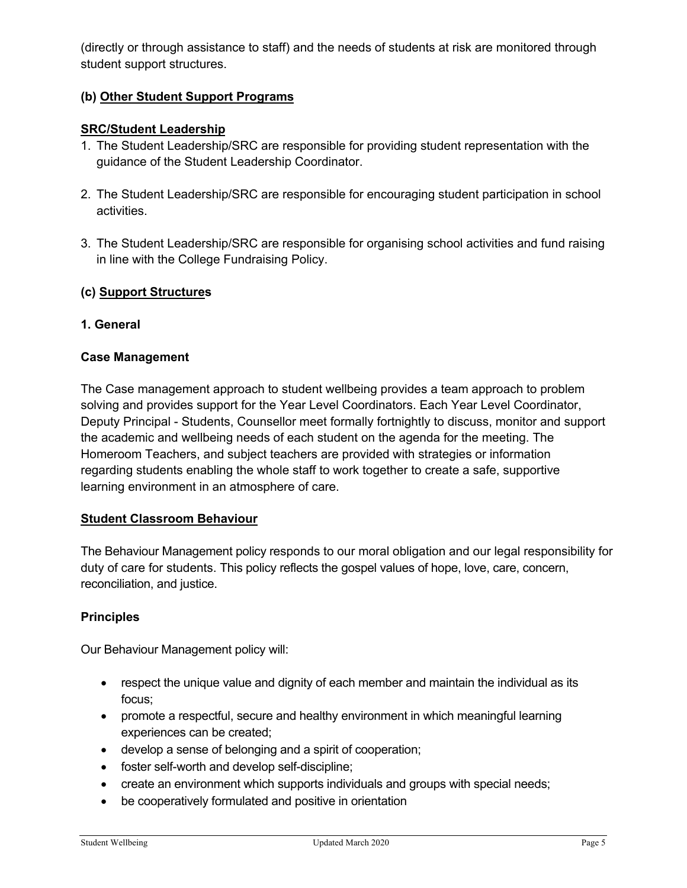(directly or through assistance to staff) and the needs of students at risk are monitored through student support structures.

### (b) Other Student Support Programs

**SRC/Student Leadership**

1. The Student Leadership/SRC are responsible for providing student representation with the guidance of the Student Leadership Coordinator.

2. The Student Leadership/SRC are responsible for encouraging student participation in school activities.

3. The Student Leadership/SRC are responsible for organising school activities and fund raising in line with the College Fundraising Policy.

### (c) Support Structures

#### 1. General

**Case Management**

The Case management approach to student wellbeing provides a team approach to problem solving and provides support for the Year Level Coordinators. Each Year Level Coordinator, Deputy Principal - Students, Counsellor meet formally fortnightly to discuss, monitor and support the academic and wellbeing needs of each student on the agenda for the meeting. The Homeroom Teachers, and subject teachers are provided with strategies or information regarding students enabling the whole staff to work together to create a safe, supportive learning environment in an atmosphere of care.

**Student Classroom Behaviour**

The Behaviour Management policy responds to our moral obligation and our legal responsibility for duty of care for students. This policy reflects the gospel values of hope, love, care, concern, reconciliation, and justice.

**Principles**

Our Behaviour Management policy will:

- respect the unique value and dignity of each member and maintain the individual as its focus;
- promote a respectful, secure and healthy environment in which meaningful learning experiences can be created;
- develop a sense of belonging and a spirit of cooperation;
- foster self-worth and develop self-discipline;
- create an environment which supports individuals and groups with special needs;
- be cooperatively formulated and positive in orientation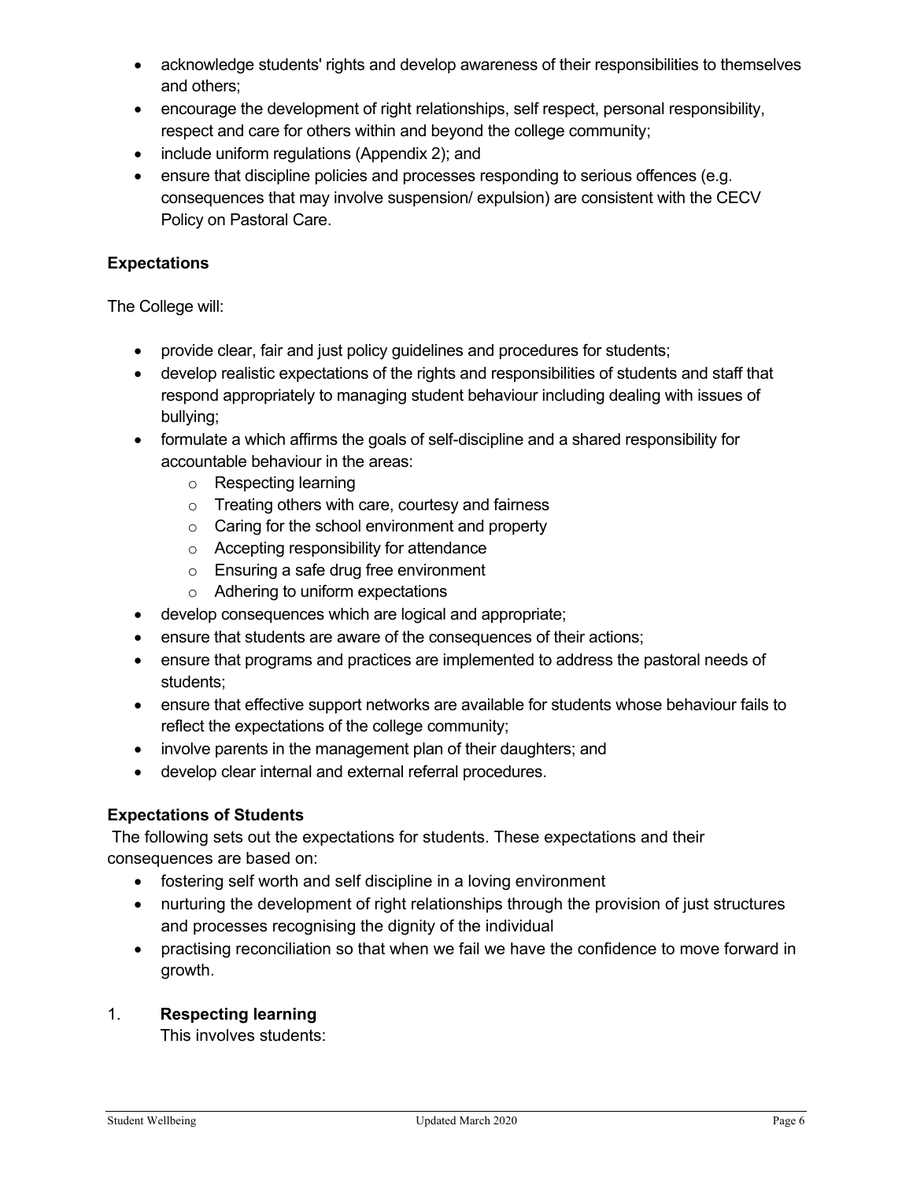- acknowledge students' rights and develop awareness of their responsibilities to themselves and others;
- encourage the development of right relationships, self respect, personal responsibility, respect and care for others within and beyond the college community;
- include uniform regulations (Appendix 2); and
- ensure that discipline policies and processes responding to serious offences (e.g. consequences that may involve suspension/ expulsion) are consistent with the CECV Policy on Pastoral Care.

**Expectations**

The College will:

- provide clear, fair and just policy guidelines and procedures for students;
- develop realistic expectations of the rights and responsibilities of students and staff that respond appropriately to managing student behaviour including dealing with issues of bullying;
- formulate a which affirms the goals of self-discipline and a shared responsibility for accountable behaviour in the areas:
  - Respecting learning
  - Treating others with care, courtesy and fairness
  - Caring for the school environment and property
  - Accepting responsibility for attendance
  - Ensuring a safe drug free environment
  - Adhering to uniform expectations
- develop consequences which are logical and appropriate;
- ensure that students are aware of the consequences of their actions;
- ensure that programs and practices are implemented to address the pastoral needs of students;
- ensure that effective support networks are available for students whose behaviour fails to reflect the expectations of the college community;
- involve parents in the management plan of their daughters; and
- develop clear internal and external referral procedures.

**Expectations of Students**

The following sets out the expectations for students. These expectations and their consequences are based on:

- fostering self worth and self discipline in a loving environment
- nurturing the development of right relationships through the provision of just structures and processes recognising the dignity of the individual
- practising reconciliation so that when we fail we have the confidence to move forward in growth.

1. **Respecting learning**

   This involves students: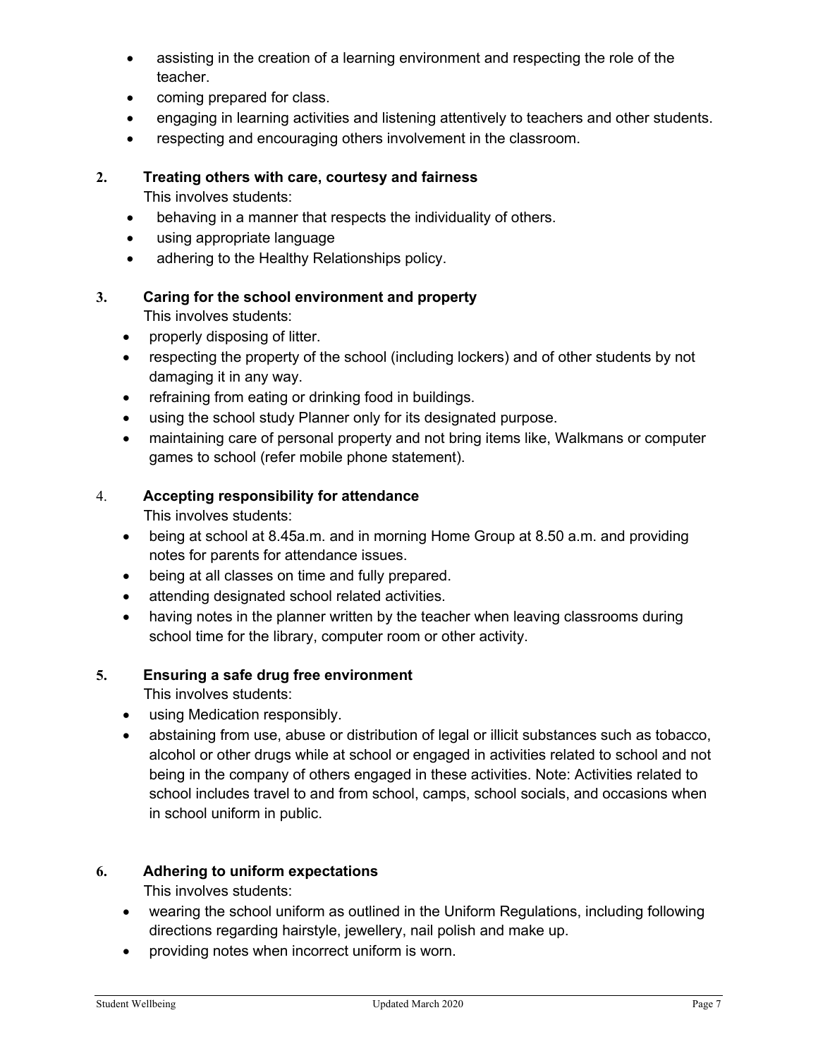- assisting in the creation of a learning environment and respecting the role of the teacher.
- coming prepared for class.
- engaging in learning activities and listening attentively to teachers and other students.
- respecting and encouraging others involvement in the classroom.

**2. Treating others with care, courtesy and fairness**

This involves students:

- behaving in a manner that respects the individuality of others.
- using appropriate language
- adhering to the Healthy Relationships policy.

**3. Caring for the school environment and property**

This involves students:

- properly disposing of litter.
- respecting the property of the school (including lockers) and of other students by not damaging it in any way.
- refraining from eating or drinking food in buildings.
- using the school study Planner only for its designated purpose.
- maintaining care of personal property and not bring items like, Walkmans or computer games to school (refer mobile phone statement).

4. **Accepting responsibility for attendance**

This involves students:

- being at school at 8.45a.m. and in morning Home Group at 8.50 a.m. and providing notes for parents for attendance issues.
- being at all classes on time and fully prepared.
- attending designated school related activities.
- having notes in the planner written by the teacher when leaving classrooms during school time for the library, computer room or other activity.

**5. Ensuring a safe drug free environment**

This involves students:

- using Medication responsibly.
- abstaining from use, abuse or distribution of legal or illicit substances such as tobacco, alcohol or other drugs while at school or engaged in activities related to school and not being in the company of others engaged in these activities. Note: Activities related to school includes travel to and from school, camps, school socials, and occasions when in school uniform in public.

**6. Adhering to uniform expectations**

This involves students:

- wearing the school uniform as outlined in the Uniform Regulations, including following directions regarding hairstyle, jewellery, nail polish and make up.
- providing notes when incorrect uniform is worn.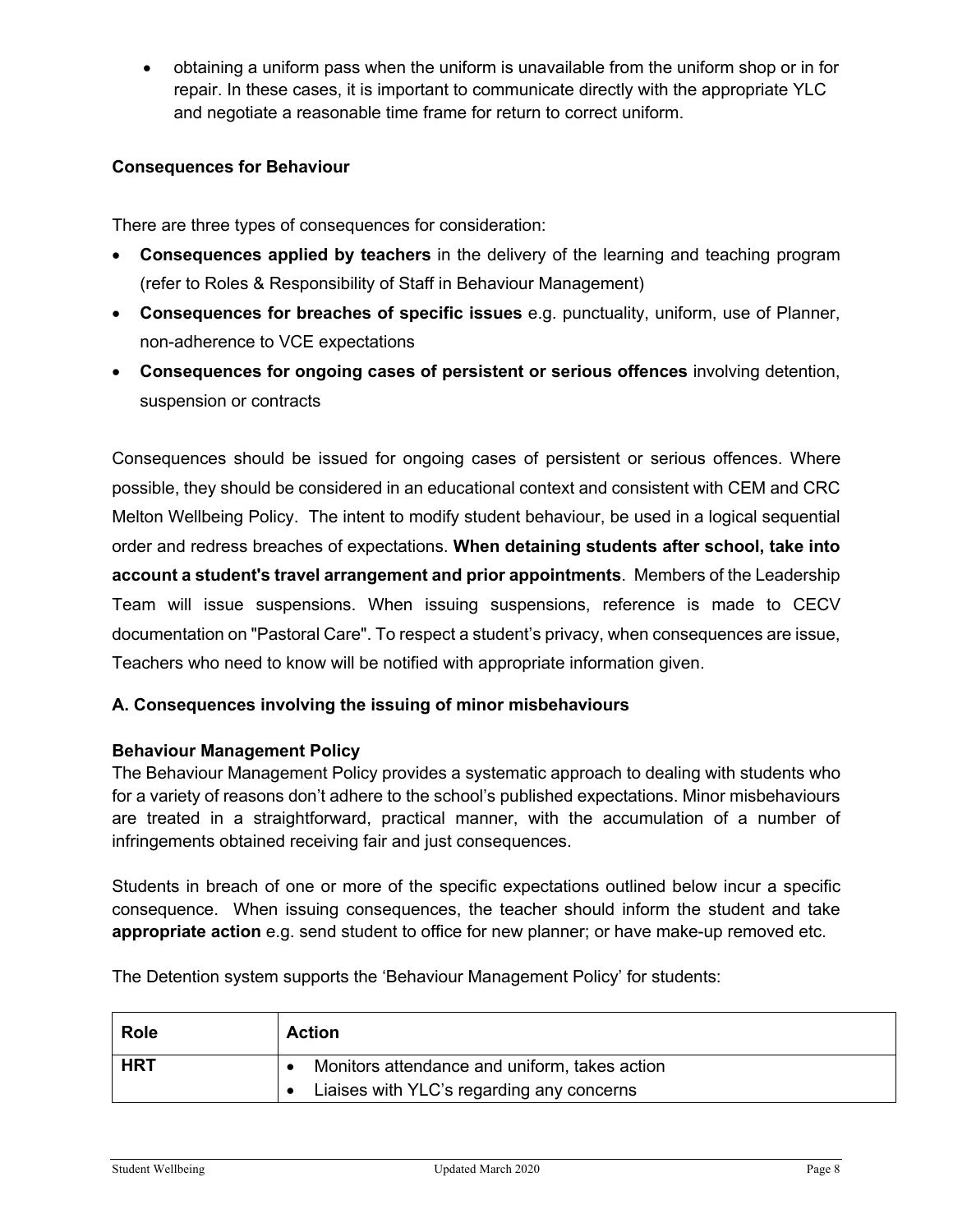- obtaining a uniform pass when the uniform is unavailable from the uniform shop or in for repair. In these cases, it is important to communicate directly with the appropriate YLC and negotiate a reasonable time frame for return to correct uniform.

**Consequences for Behaviour**

There are three types of consequences for consideration:

- **Consequences applied by teachers** in the delivery of the learning and teaching program (refer to Roles & Responsibility of Staff in Behaviour Management)
- **Consequences for breaches of specific issues** e.g. punctuality, uniform, use of Planner, non-adherence to VCE expectations
- **Consequences for ongoing cases of persistent or serious offences** involving detention, suspension or contracts

Consequences should be issued for ongoing cases of persistent or serious offences. Where possible, they should be considered in an educational context and consistent with CEM and CRC Melton Wellbeing Policy. The intent to modify student behaviour, be used in a logical sequential order and redress breaches of expectations. **When detaining students after school, take into account a student's travel arrangement and prior appointments**. Members of the Leadership Team will issue suspensions. When issuing suspensions, reference is made to CECV documentation on "Pastoral Care". To respect a student's privacy, when consequences are issue, Teachers who need to know will be notified with appropriate information given.

**A. Consequences involving the issuing of minor misbehaviours**

**Behaviour Management Policy**

The Behaviour Management Policy provides a systematic approach to dealing with students who for a variety of reasons don't adhere to the school's published expectations. Minor misbehaviours are treated in a straightforward, practical manner, with the accumulation of a number of infringements obtained receiving fair and just consequences.

Students in breach of one or more of the specific expectations outlined below incur a specific consequence. When issuing consequences, the teacher should inform the student and take **appropriate action** e.g. send student to office for new planner; or have make-up removed etc.

The Detention system supports the 'Behaviour Management Policy' for students:

| **Role** | **Action** |
|---|---|
| **HRT** | • Monitors attendance and uniform, takes action<br>• Liaises with YLC's regarding any concerns |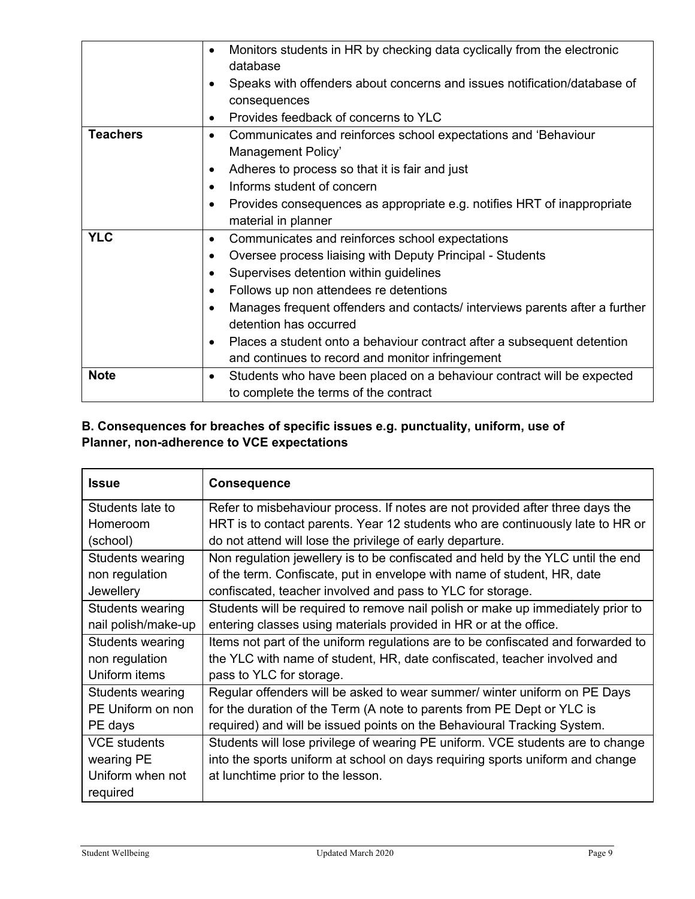| | |
|---|---|
| | • Monitors students in HR by checking data cyclically from the electronic database<br>• Speaks with offenders about concerns and issues notification/database of consequences<br>• Provides feedback of concerns to YLC |
| **Teachers** | • Communicates and reinforces school expectations and 'Behaviour Management Policy'<br>• Adheres to process so that it is fair and just<br>• Informs student of concern<br>• Provides consequences as appropriate e.g. notifies HRT of inappropriate material in planner |
| **YLC** | • Communicates and reinforces school expectations<br>• Oversee process liaising with Deputy Principal - Students<br>• Supervises detention within guidelines<br>• Follows up non attendees re detentions<br>• Manages frequent offenders and contacts/ interviews parents after a further detention has occurred<br>• Places a student onto a behaviour contract after a subsequent detention and continues to record and monitor infringement |
| **Note** | • Students who have been placed on a behaviour contract will be expected to complete the terms of the contract |

**B. Consequences for breaches of specific issues e.g. punctuality, uniform, use of Planner, non-adherence to VCE expectations**

| **Issue** | **Consequence** |
|---|---|
| Students late to Homeroom (school) | Refer to misbehaviour process. If notes are not provided after three days the HRT is to contact parents. Year 12 students who are continuously late to HR or do not attend will lose the privilege of early departure. |
| Students wearing non regulation Jewellery | Non regulation jewellery is to be confiscated and held by the YLC until the end of the term. Confiscate, put in envelope with name of student, HR, date confiscated, teacher involved and pass to YLC for storage. |
| Students wearing nail polish/make-up | Students will be required to remove nail polish or make up immediately prior to entering classes using materials provided in HR or at the office. |
| Students wearing non regulation Uniform items | Items not part of the uniform regulations are to be confiscated and forwarded to the YLC with name of student, HR, date confiscated, teacher involved and pass to YLC for storage. |
| Students wearing PE Uniform on non PE days | Regular offenders will be asked to wear summer/ winter uniform on PE Days for the duration of the Term (A note to parents from PE Dept or YLC is required) and will be issued points on the Behavioural Tracking System. |
| VCE students wearing PE Uniform when not required | Students will lose privilege of wearing PE uniform. VCE students are to change into the sports uniform at school on days requiring sports uniform and change at lunchtime prior to the lesson. |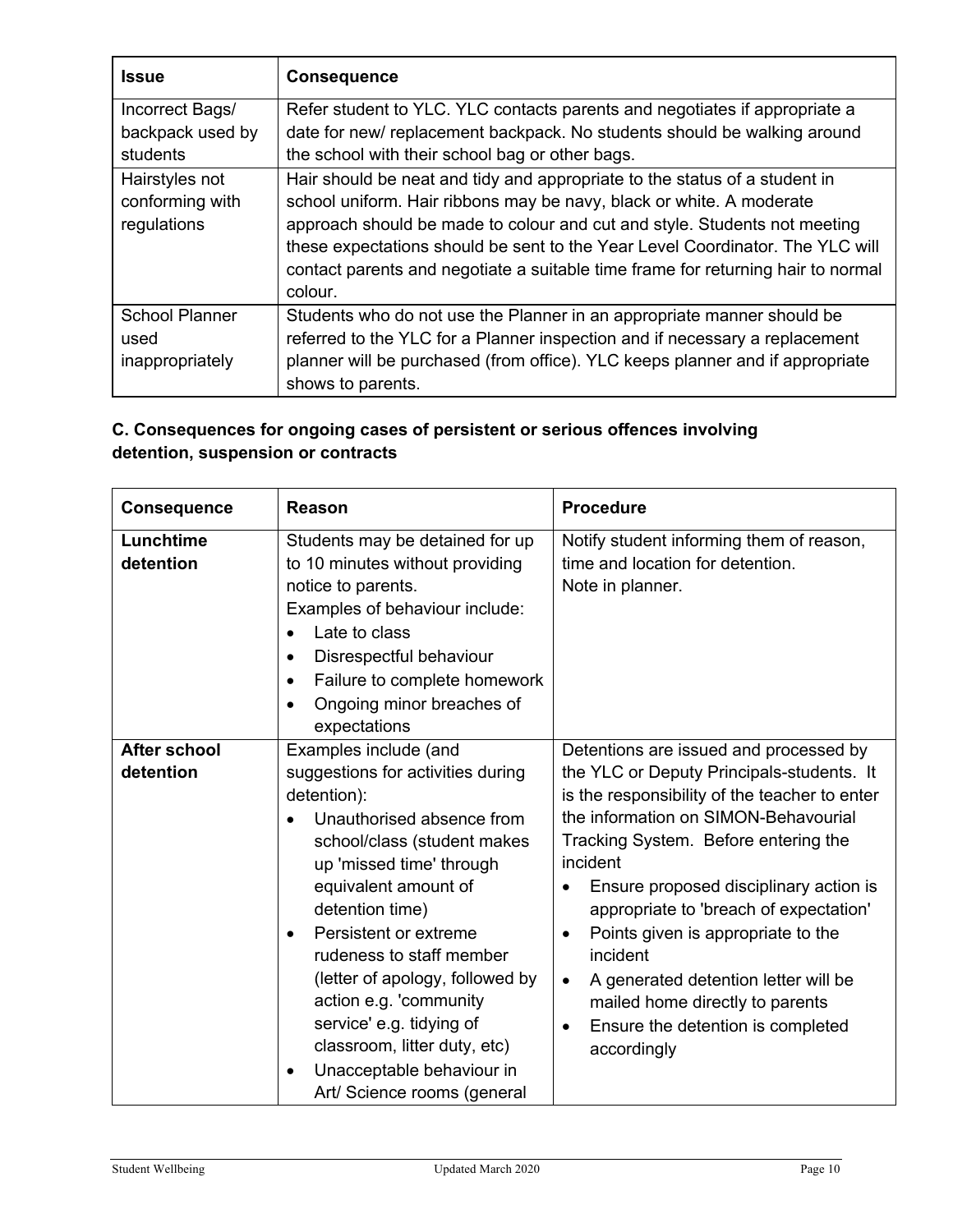| Issue | Consequence |
|---|---|
| Incorrect Bags/ backpack used by students | Refer student to YLC. YLC contacts parents and negotiates if appropriate a date for new/ replacement backpack. No students should be walking around the school with their school bag or other bags. |
| Hairstyles not conforming with regulations | Hair should be neat and tidy and appropriate to the status of a student in school uniform. Hair ribbons may be navy, black or white. A moderate approach should be made to colour and cut and style. Students not meeting these expectations should be sent to the Year Level Coordinator. The YLC will contact parents and negotiate a suitable time frame for returning hair to normal colour. |
| School Planner used inappropriately | Students who do not use the Planner in an appropriate manner should be referred to the YLC for a Planner inspection and if necessary a replacement planner will be purchased (from office). YLC keeps planner and if appropriate shows to parents. |

### C. Consequences for ongoing cases of persistent or serious offences involving detention, suspension or contracts

| Consequence | Reason | Procedure |
|---|---|---|
| **Lunchtime detention** | Students may be detained for up to 10 minutes without providing notice to parents.<br>Examples of behaviour include:<br>• Late to class<br>• Disrespectful behaviour<br>• Failure to complete homework<br>• Ongoing minor breaches of expectations | Notify student informing them of reason, time and location for detention.<br>Note in planner. |
| **After school detention** | Examples include (and suggestions for activities during detention):<br>• Unauthorised absence from school/class (student makes up 'missed time' through equivalent amount of detention time)<br>• Persistent or extreme rudeness to staff member (letter of apology, followed by action e.g. 'community service' e.g. tidying of classroom, litter duty, etc)<br>• Unacceptable behaviour in Art/ Science rooms (general | Detentions are issued and processed by the YLC or Deputy Principals-students. It is the responsibility of the teacher to enter the information on SIMON-Behavourial Tracking System. Before entering the incident<br>• Ensure proposed disciplinary action is appropriate to 'breach of expectation'<br>• Points given is appropriate to the incident<br>• A generated detention letter will be mailed home directly to parents<br>• Ensure the detention is completed accordingly |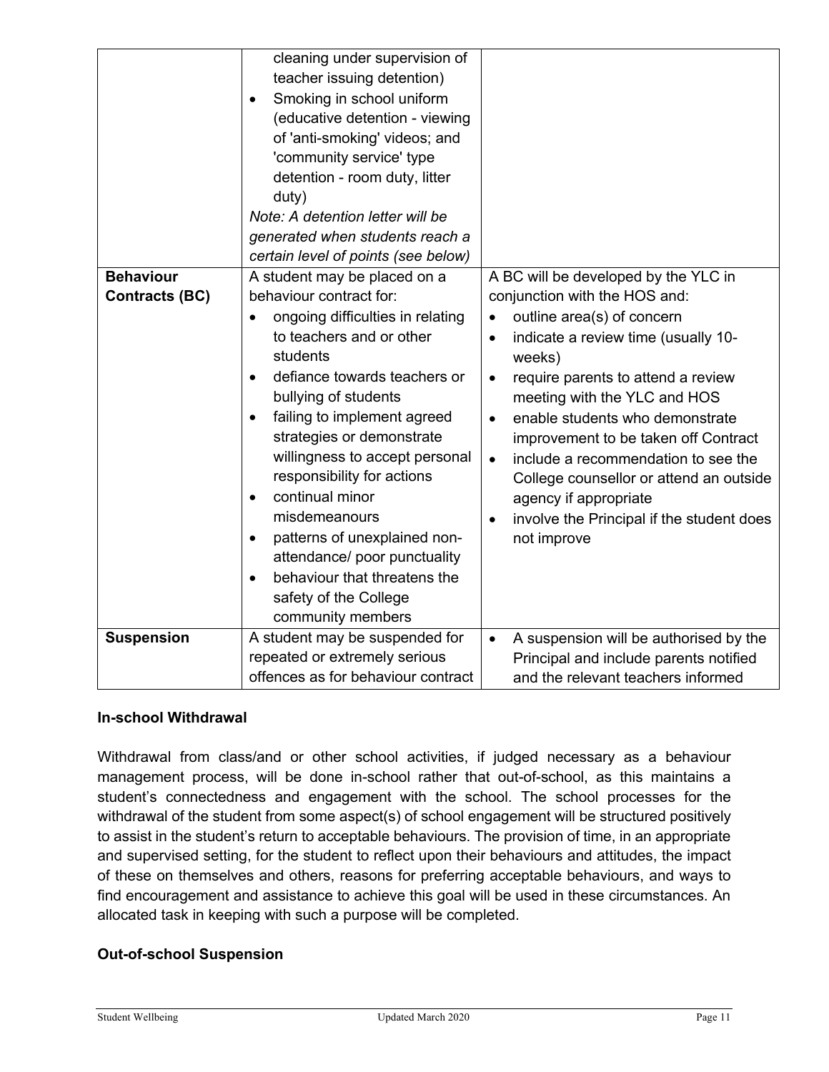| | | |
|---|---|---|
| | cleaning under supervision of teacher issuing detention)<br>• Smoking in school uniform (educative detention - viewing of 'anti-smoking' videos; and 'community service' type detention - room duty, litter duty)<br>*Note: A detention letter will be generated when students reach a certain level of points (see below)* | |
| **Behaviour Contracts (BC)** | A student may be placed on a behaviour contract for:<br>• ongoing difficulties in relating to teachers and or other students<br>• defiance towards teachers or bullying of students<br>• failing to implement agreed strategies or demonstrate willingness to accept personal responsibility for actions<br>• continual minor misdemeanours<br>• patterns of unexplained non-attendance/ poor punctuality<br>• behaviour that threatens the safety of the College community members | A BC will be developed by the YLC in conjunction with the HOS and:<br>• outline area(s) of concern<br>• indicate a review time (usually 10-weeks)<br>• require parents to attend a review meeting with the YLC and HOS<br>• enable students who demonstrate improvement to be taken off Contract<br>• include a recommendation to see the College counsellor or attend an outside agency if appropriate<br>• involve the Principal if the student does not improve |
| **Suspension** | A student may be suspended for repeated or extremely serious offences as for behaviour contract | • A suspension will be authorised by the Principal and include parents notified and the relevant teachers informed |

**In-school Withdrawal**

Withdrawal from class/and or other school activities, if judged necessary as a behaviour management process, will be done in-school rather that out-of-school, as this maintains a student's connectedness and engagement with the school. The school processes for the withdrawal of the student from some aspect(s) of school engagement will be structured positively to assist in the student's return to acceptable behaviours. The provision of time, in an appropriate and supervised setting, for the student to reflect upon their behaviours and attitudes, the impact of these on themselves and others, reasons for preferring acceptable behaviours, and ways to find encouragement and assistance to achieve this goal will be used in these circumstances. An allocated task in keeping with such a purpose will be completed.

**Out-of-school Suspension**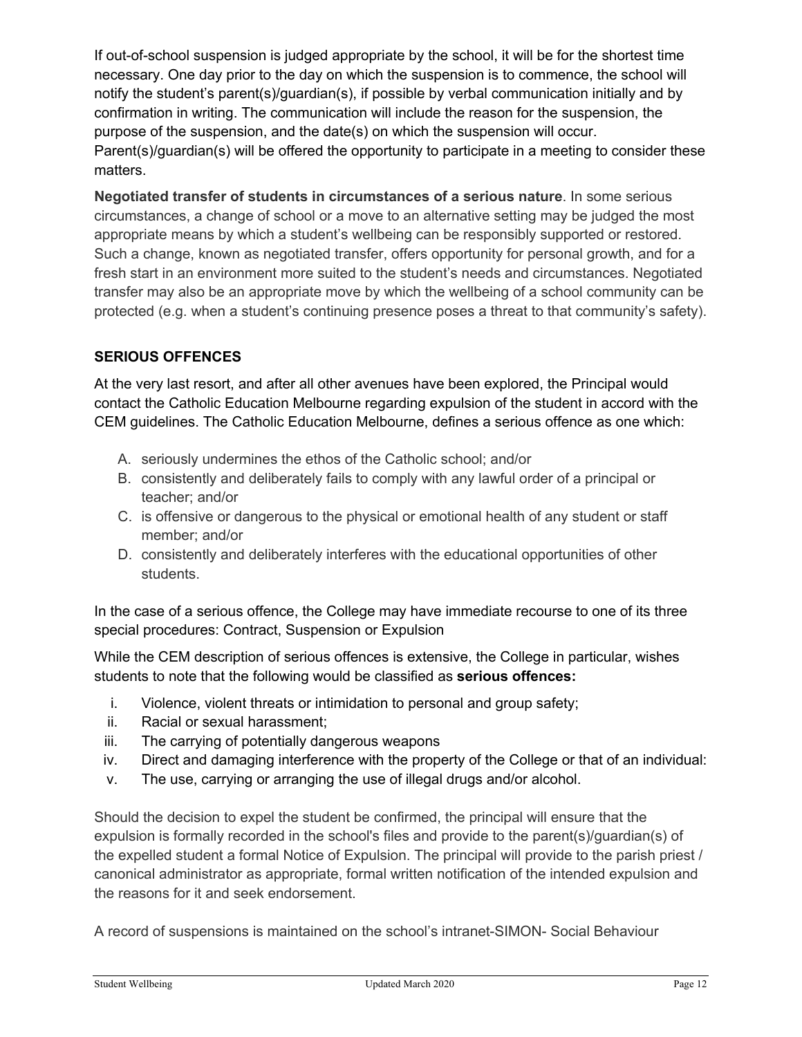If out-of-school suspension is judged appropriate by the school, it will be for the shortest time necessary. One day prior to the day on which the suspension is to commence, the school will notify the student's parent(s)/guardian(s), if possible by verbal communication initially and by confirmation in writing. The communication will include the reason for the suspension, the purpose of the suspension, and the date(s) on which the suspension will occur. Parent(s)/guardian(s) will be offered the opportunity to participate in a meeting to consider these matters.

**Negotiated transfer of students in circumstances of a serious nature**. In some serious circumstances, a change of school or a move to an alternative setting may be judged the most appropriate means by which a student's wellbeing can be responsibly supported or restored. Such a change, known as negotiated transfer, offers opportunity for personal growth, and for a fresh start in an environment more suited to the student's needs and circumstances. Negotiated transfer may also be an appropriate move by which the wellbeing of a school community can be protected (e.g. when a student's continuing presence poses a threat to that community's safety).

## SERIOUS OFFENCES

At the very last resort, and after all other avenues have been explored, the Principal would contact the Catholic Education Melbourne regarding expulsion of the student in accord with the CEM guidelines. The Catholic Education Melbourne, defines a serious offence as one which:

A. seriously undermines the ethos of the Catholic school; and/or
B. consistently and deliberately fails to comply with any lawful order of a principal or teacher; and/or
C. is offensive or dangerous to the physical or emotional health of any student or staff member; and/or
D. consistently and deliberately interferes with the educational opportunities of other students.

In the case of a serious offence, the College may have immediate recourse to one of its three special procedures: Contract, Suspension or Expulsion

While the CEM description of serious offences is extensive, the College in particular, wishes students to note that the following would be classified as **serious offences:**

i. Violence, violent threats or intimidation to personal and group safety;
ii. Racial or sexual harassment;
iii. The carrying of potentially dangerous weapons
iv. Direct and damaging interference with the property of the College or that of an individual:
v. The use, carrying or arranging the use of illegal drugs and/or alcohol.

Should the decision to expel the student be confirmed, the principal will ensure that the expulsion is formally recorded in the school's files and provide to the parent(s)/guardian(s) of the expelled student a formal Notice of Expulsion. The principal will provide to the parish priest / canonical administrator as appropriate, formal written notification of the intended expulsion and the reasons for it and seek endorsement.

A record of suspensions is maintained on the school's intranet-SIMON- Social Behaviour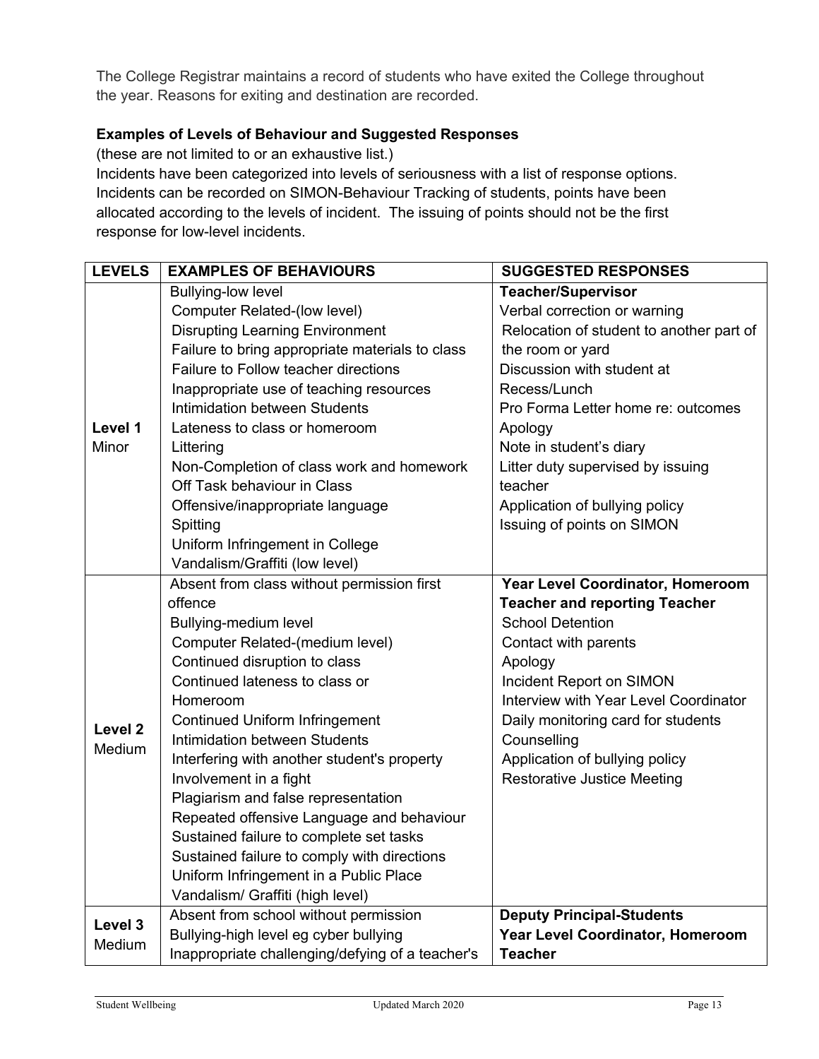The College Registrar maintains a record of students who have exited the College throughout the year. Reasons for exiting and destination are recorded.

**Examples of Levels of Behaviour and Suggested Responses**

(these are not limited to or an exhaustive list.)

Incidents have been categorized into levels of seriousness with a list of response options. Incidents can be recorded on SIMON-Behaviour Tracking of students, points have been allocated according to the levels of incident. The issuing of points should not be the first response for low-level incidents.

| LEVELS | EXAMPLES OF BEHAVIOURS | SUGGESTED RESPONSES |
|---|---|---|
| **Level 1** Minor | Bullying-low level<br>Computer Related-(low level)<br>Disrupting Learning Environment<br>Failure to bring appropriate materials to class<br>Failure to Follow teacher directions<br>Inappropriate use of teaching resources<br>Intimidation between Students<br>Lateness to class or homeroom<br>Littering<br>Non-Completion of class work and homework<br>Off Task behaviour in Class<br>Offensive/inappropriate language<br>Spitting<br>Uniform Infringement in College<br>Vandalism/Graffiti (low level) | **Teacher/Supervisor**<br>Verbal correction or warning<br>Relocation of student to another part of the room or yard<br>Discussion with student at Recess/Lunch<br>Pro Forma Letter home re: outcomes<br>Apology<br>Note in student's diary<br>Litter duty supervised by issuing teacher<br>Application of bullying policy<br>Issuing of points on SIMON |
| **Level 2** Medium | Absent from class without permission first offence<br>Bullying-medium level<br>Computer Related-(medium level)<br>Continued disruption to class<br>Continued lateness to class or Homeroom<br>Continued Uniform Infringement<br>Intimidation between Students<br>Interfering with another student's property<br>Involvement in a fight<br>Plagiarism and false representation<br>Repeated offensive Language and behaviour<br>Sustained failure to complete set tasks<br>Sustained failure to comply with directions<br>Uniform Infringement in a Public Place<br>Vandalism/ Graffiti (high level) | **Year Level Coordinator, Homeroom Teacher and reporting Teacher**<br>School Detention<br>Contact with parents<br>Apology<br>Incident Report on SIMON<br>Interview with Year Level Coordinator<br>Daily monitoring card for students<br>Counselling<br>Application of bullying policy<br>Restorative Justice Meeting |
| **Level 3** Medium | Absent from school without permission<br>Bullying-high level eg cyber bullying<br>Inappropriate challenging/defying of a teacher's | **Deputy Principal-Students**<br>**Year Level Coordinator, Homeroom Teacher** |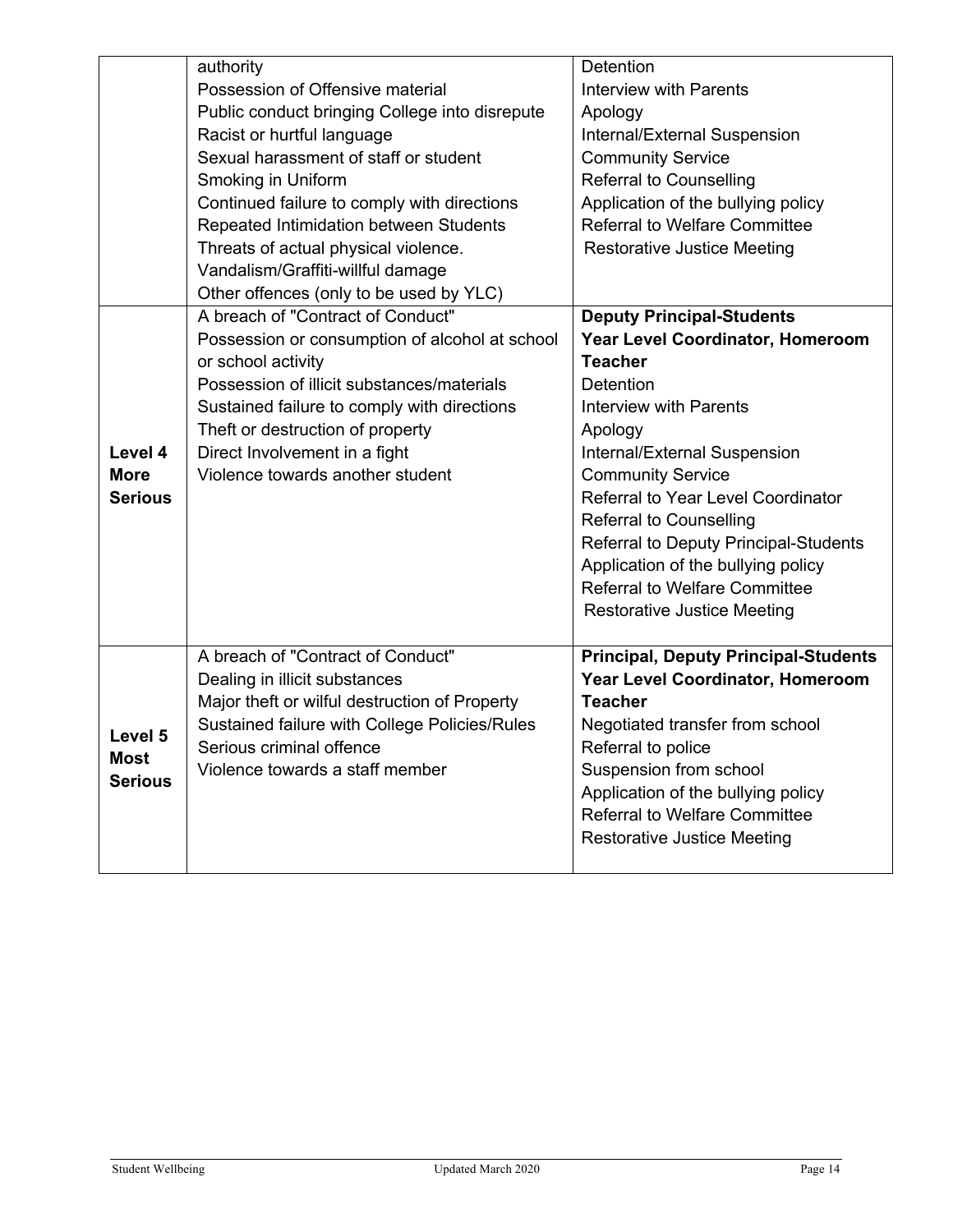| | | |
|---|---|---|
| | authority<br>Possession of Offensive material<br>Public conduct bringing College into disrepute<br>Racist or hurtful language<br>Sexual harassment of staff or student<br>Smoking in Uniform<br>Continued failure to comply with directions<br>Repeated Intimidation between Students<br>Threats of actual physical violence.<br>Vandalism/Graffiti-willful damage<br>Other offences (only to be used by YLC) | Detention<br>Interview with Parents<br>Apology<br>Internal/External Suspension<br>Community Service<br>Referral to Counselling<br>Application of the bullying policy<br>Referral to Welfare Committee<br>Restorative Justice Meeting |
| **Level 4 More Serious** | A breach of "Contract of Conduct"<br>Possession or consumption of alcohol at school or school activity<br>Possession of illicit substances/materials<br>Sustained failure to comply with directions<br>Theft or destruction of property<br>Direct Involvement in a fight<br>Violence towards another student | **Deputy Principal-Students**<br>**Year Level Coordinator, Homeroom Teacher**<br>Detention<br>Interview with Parents<br>Apology<br>Internal/External Suspension<br>Community Service<br>Referral to Year Level Coordinator<br>Referral to Counselling<br>Referral to Deputy Principal-Students<br>Application of the bullying policy<br>Referral to Welfare Committee<br>Restorative Justice Meeting |
| **Level 5 Most Serious** | A breach of "Contract of Conduct"<br>Dealing in illicit substances<br>Major theft or wilful destruction of Property<br>Sustained failure with College Policies/Rules<br>Serious criminal offence<br>Violence towards a staff member | **Principal, Deputy Principal-Students**<br>**Year Level Coordinator, Homeroom Teacher**<br>Negotiated transfer from school<br>Referral to police<br>Suspension from school<br>Application of the bullying policy<br>Referral to Welfare Committee<br>Restorative Justice Meeting |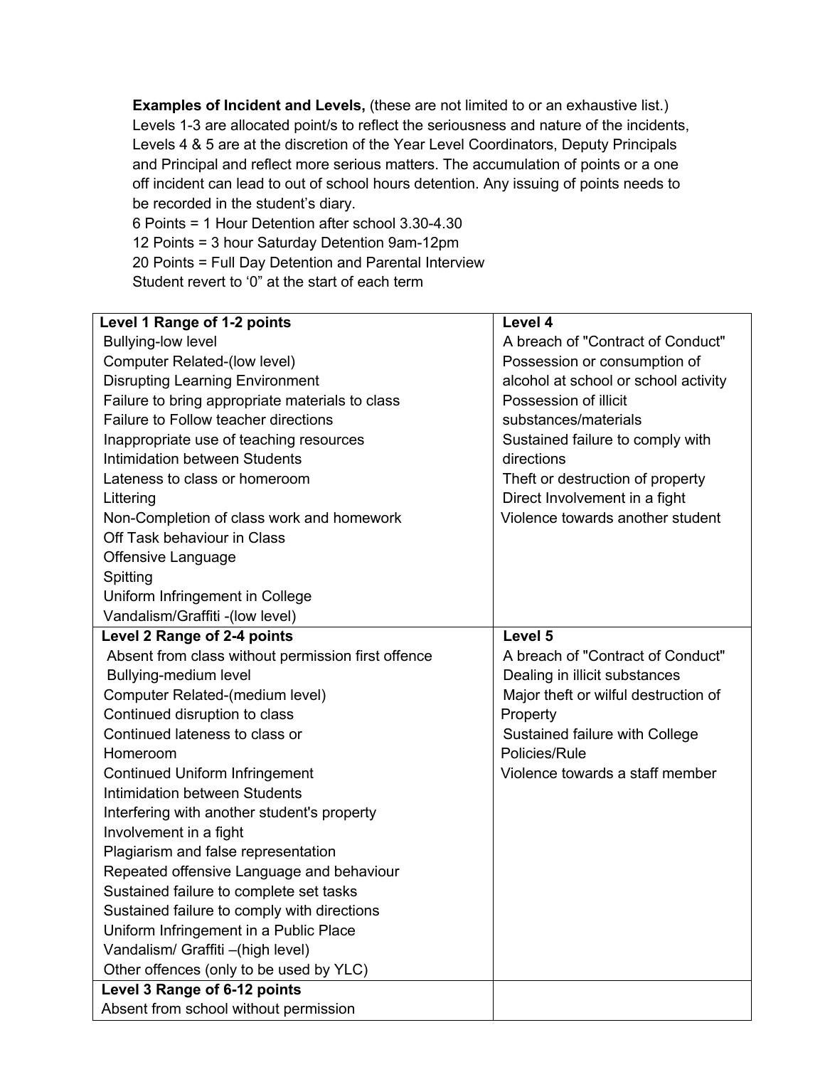**Examples of Incident and Levels,** (these are not limited to or an exhaustive list.) Levels 1-3 are allocated point/s to reflect the seriousness and nature of the incidents, Levels 4 & 5 are at the discretion of the Year Level Coordinators, Deputy Principals and Principal and reflect more serious matters. The accumulation of points or a one off incident can lead to out of school hours detention. Any issuing of points needs to be recorded in the student's diary.

6 Points = 1 Hour Detention after school 3.30-4.30
12 Points = 3 hour Saturday Detention 9am-12pm
20 Points = Full Day Detention and Parental Interview
Student revert to '0" at the start of each term

| **Level 1 Range of 1-2 points** | **Level 4** |
|---|---|
| Bullying-low level<br>Computer Related-(low level)<br>Disrupting Learning Environment<br>Failure to bring appropriate materials to class<br>Failure to Follow teacher directions<br>Inappropriate use of teaching resources<br>Intimidation between Students<br>Lateness to class or homeroom<br>Littering<br>Non-Completion of class work and homework<br>Off Task behaviour in Class<br>Offensive Language<br>Spitting<br>Uniform Infringement in College<br>Vandalism/Graffiti -(low level) | A breach of "Contract of Conduct"<br>Possession or consumption of alcohol at school or school activity<br>Possession of illicit substances/materials<br>Sustained failure to comply with directions<br>Theft or destruction of property<br>Direct Involvement in a fight<br>Violence towards another student |
| **Level 2 Range of 2-4 points** | **Level 5** |
| Absent from class without permission first offence<br>Bullying-medium level<br>Computer Related-(medium level)<br>Continued disruption to class<br>Continued lateness to class or Homeroom<br>Continued Uniform Infringement<br>Intimidation between Students<br>Interfering with another student's property<br>Involvement in a fight<br>Plagiarism and false representation<br>Repeated offensive Language and behaviour<br>Sustained failure to complete set tasks<br>Sustained failure to comply with directions<br>Uniform Infringement in a Public Place<br>Vandalism/ Graffiti –(high level)<br>Other offences (only to be used by YLC) | A breach of "Contract of Conduct"<br>Dealing in illicit substances<br>Major theft or wilful destruction of Property<br>Sustained failure with College Policies/Rule<br>Violence towards a staff member |
| **Level 3 Range of 6-12 points** | |
| Absent from school without permission | |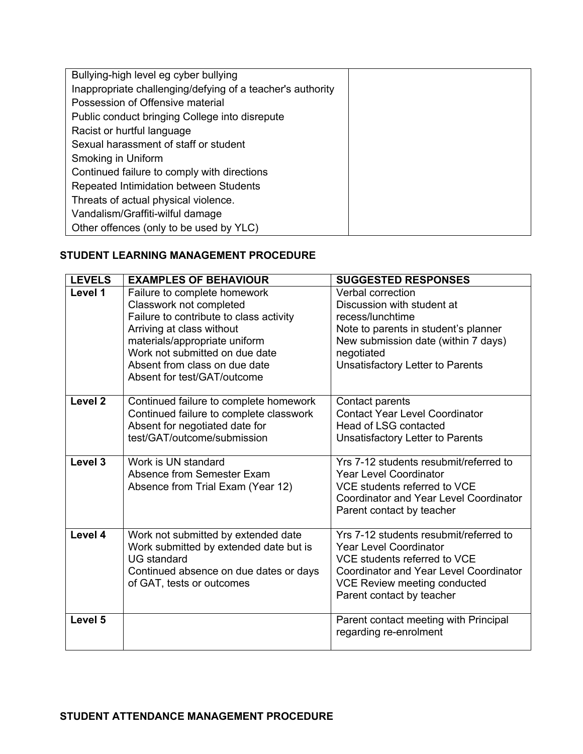| | |
|---|---|
| Bullying-high level eg cyber bullying<br>Inappropriate challenging/defying of a teacher's authority<br>Possession of Offensive material<br>Public conduct bringing College into disrepute<br>Racist or hurtful language<br>Sexual harassment of staff or student<br>Smoking in Uniform<br>Continued failure to comply with directions<br>Repeated Intimidation between Students<br>Threats of actual physical violence.<br>Vandalism/Graffiti-wilful damage<br>Other offences (only to be used by YLC) | |

**STUDENT LEARNING MANAGEMENT PROCEDURE**

| LEVELS | EXAMPLES OF BEHAVIOUR | SUGGESTED RESPONSES |
|---|---|---|
| Level 1 | Failure to complete homework<br>Classwork not completed<br>Failure to contribute to class activity<br>Arriving at class without materials/appropriate uniform<br>Work not submitted on due date<br>Absent from class on due date<br>Absent for test/GAT/outcome | Verbal correction<br>Discussion with student at recess/lunchtime<br>Note to parents in student's planner<br>New submission date (within 7 days) negotiated<br>Unsatisfactory Letter to Parents |
| Level 2 | Continued failure to complete homework<br>Continued failure to complete classwork<br>Absent for negotiated date for test/GAT/outcome/submission | Contact parents<br>Contact Year Level Coordinator<br>Head of LSG contacted<br>Unsatisfactory Letter to Parents |
| Level 3 | Work is UN standard<br>Absence from Semester Exam<br>Absence from Trial Exam (Year 12) | Yrs 7-12 students resubmit/referred to Year Level Coordinator<br>VCE students referred to VCE Coordinator and Year Level Coordinator<br>Parent contact by teacher |
| Level 4 | Work not submitted by extended date<br>Work submitted by extended date but is UG standard<br>Continued absence on due dates or days of GAT, tests or outcomes | Yrs 7-12 students resubmit/referred to Year Level Coordinator<br>VCE students referred to VCE Coordinator and Year Level Coordinator<br>VCE Review meeting conducted<br>Parent contact by teacher |
| Level 5 | | Parent contact meeting with Principal regarding re-enrolment |

**STUDENT ATTENDANCE MANAGEMENT PROCEDURE**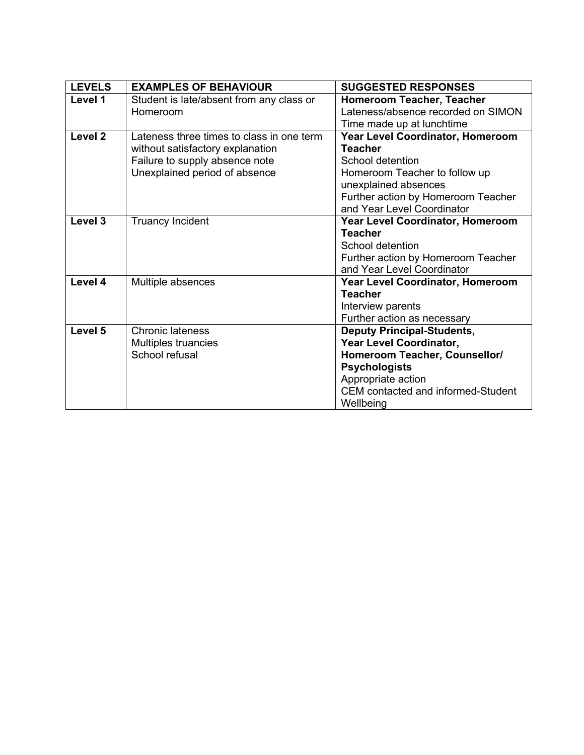| LEVELS | EXAMPLES OF BEHAVIOUR | SUGGESTED RESPONSES |
|---|---|---|
| **Level 1** | Student is late/absent from any class or Homeroom | **Homeroom Teacher, Teacher**<br>Lateness/absence recorded on SIMON<br>Time made up at lunchtime |
| **Level 2** | Lateness three times to class in one term without satisfactory explanation<br>Failure to supply absence note<br>Unexplained period of absence | **Year Level Coordinator, Homeroom Teacher**<br>School detention<br>Homeroom Teacher to follow up unexplained absences<br>Further action by Homeroom Teacher and Year Level Coordinator |
| **Level 3** | Truancy Incident | **Year Level Coordinator, Homeroom Teacher**<br>School detention<br>Further action by Homeroom Teacher and Year Level Coordinator |
| **Level 4** | Multiple absences | **Year Level Coordinator, Homeroom Teacher**<br>Interview parents<br>Further action as necessary |
| **Level 5** | Chronic lateness<br>Multiples truancies<br>School refusal | **Deputy Principal-Students, Year Level Coordinator, Homeroom Teacher, Counsellor/ Psychologists**<br>Appropriate action<br>CEM contacted and informed-Student Wellbeing |